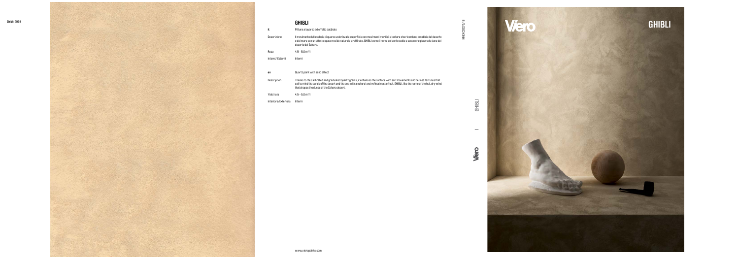**Ghibli** GH08

## GHIBLI

**it** Pittura al quarzo ad effetto sabbiato

| | |
|---|---|
| Descrizione | Il movimento delle sabbie di quarzo valorizza la superficie con movimenti morbidi e texture che ricordano le sabbie del deserto e del mare con un effetto opaco ruvido naturale e raffinato. GHIBLI come il nome del vento caldo e secco che plasma le dune del deserto del Sahara. |
| Resa | 4.5 - 5.0 m²/l |
| Interni/Esterni | Interni |

**en** Quartz paint with sand effect

| | |
|---|---|
| Description | Thanks to the calibrated and graduated quartz grains, it enhances the surface with soft movements and refined textures that call to mind the sands of the desert and the sea with a natural and refined matt effect. GHIBLI, like the name of the hot, dry wind that shapes the dunes of the Sahara desert. |
| Yield rate | 4.5 - 5.0 m²/l |
| Interiors/Exteriors | Interni |

www.vieropaints.com

MKEXCO0075/18

Viero | GHIBLI

Viero

GHIBLI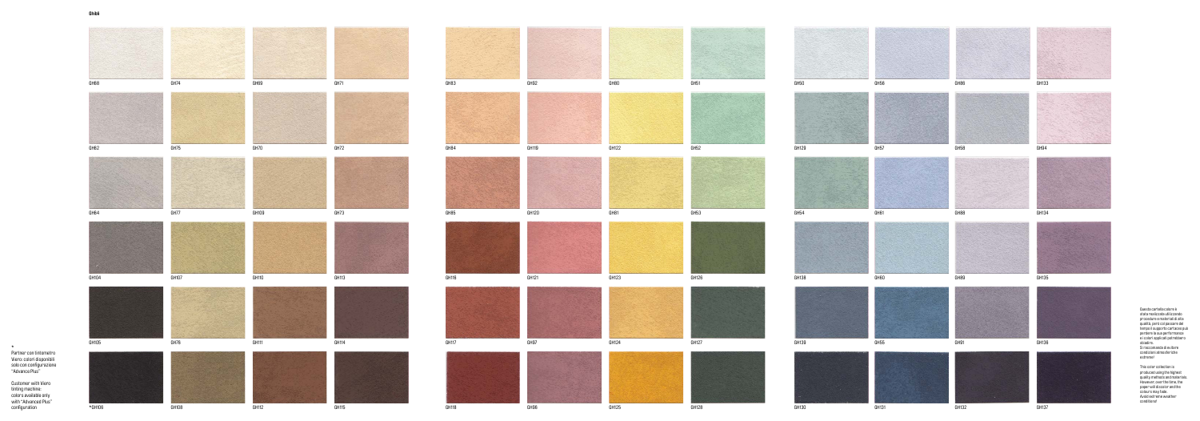**Ghibli**

GH68 GH74 GH69 GH71

GH62 GH75 GH70 GH72

GH64 GH77 GH109 GH73

GH104 GH107 GH110 GH113

GH105 GH76 GH111 GH114

*GH106 GH108 GH112 GH115

GH83 GH92 GH80 GH51

GH84 GH119 GH122 GH52

GH85 GH120 GH81 GH53

GH116 GH121 GH123 GH126

GH117 GH97 GH124 GH127

GH118 GH98 GH125 GH128

GH50 GH56 GH86 GH133

GH129 GH57 GH58 GH94

GH54 GH61 GH88 GH134

GH138 GH60 GH89 GH135

GH139 GH55 GH91 GH136

GH130 GH131 GH132 GH137

*
Partner con tintometro Viero: colori disponibili solo con configurazione "Advance Plus"

Customer with Viero tinting machine: colors available only with "Advanced Plus" configuration

Questa cartella colore è stata realizzata utilizzando procedure e materiali di alta qualità, però col passare del tempo il supporto cartaceo può perdere la sua performance e i colori applicati potrebbero sbiadire. Si raccomanda di evitare condizioni atmosferiche estreme!

This color collection is produced using the highest quality methods and materials. However, over the time, the paper will discolor and the colours may fade. Avoid extreme weather conditions!